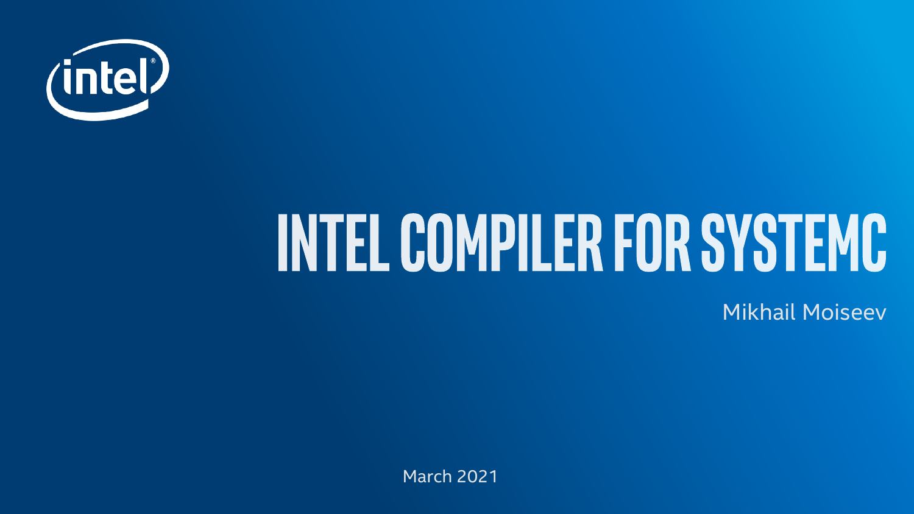# INTEL COMPILER FOR SYSTEMC

Mikhail Moiseev

March 2021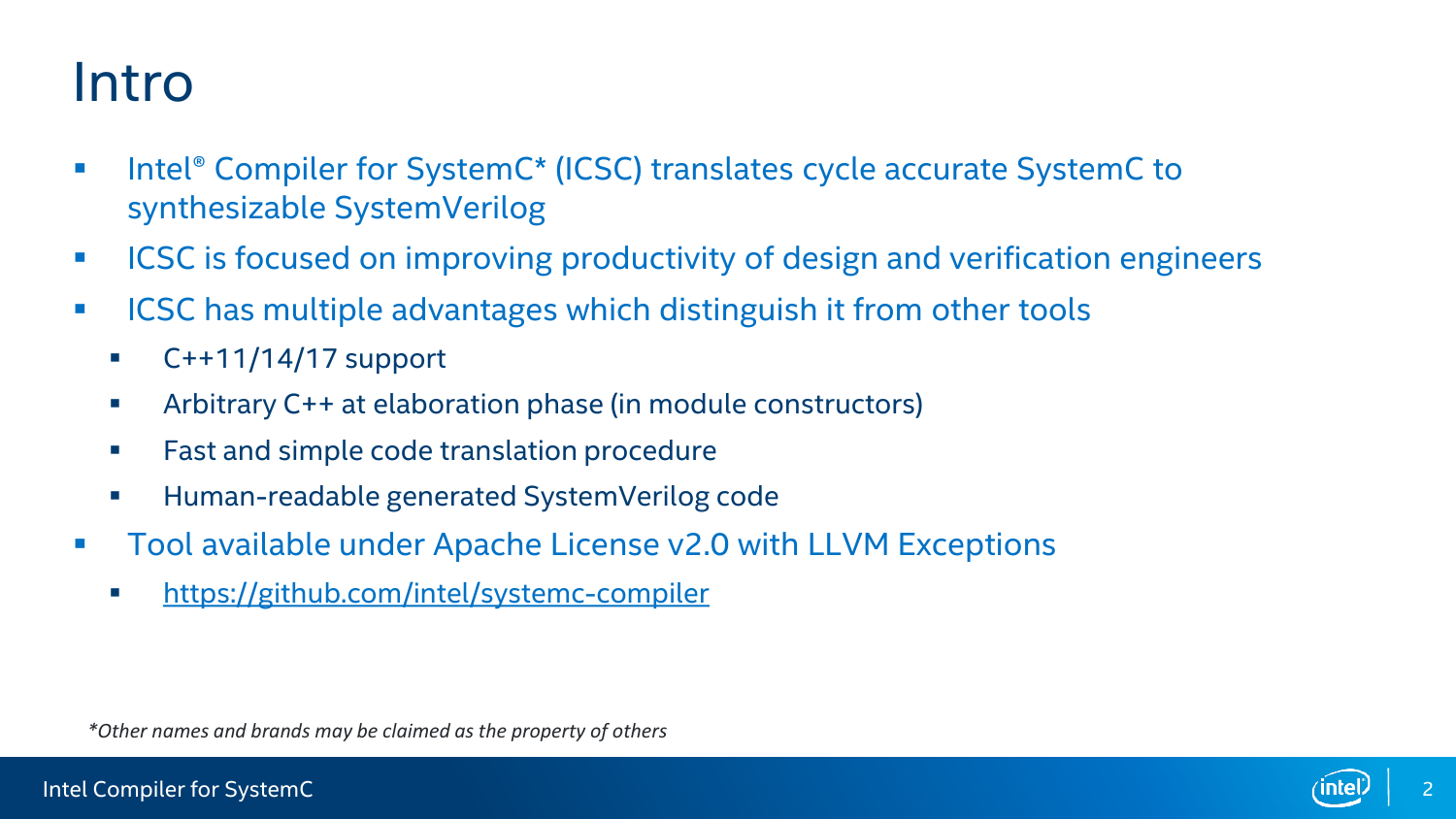# Intro

- Intel® Compiler for SystemC* (ICSC) translates cycle accurate SystemC to synthesizable SystemVerilog
- ICSC is focused on improving productivity of design and verification engineers
- ICSC has multiple advantages which distinguish it from other tools
  - C++11/14/17 support
  - Arbitrary C++ at elaboration phase (in module constructors)
  - Fast and simple code translation procedure
  - Human-readable generated SystemVerilog code
- Tool available under Apache License v2.0 with LLVM Exceptions
  - https://github.com/intel/systemc-compiler

*\*Other names and brands may be claimed as the property of others*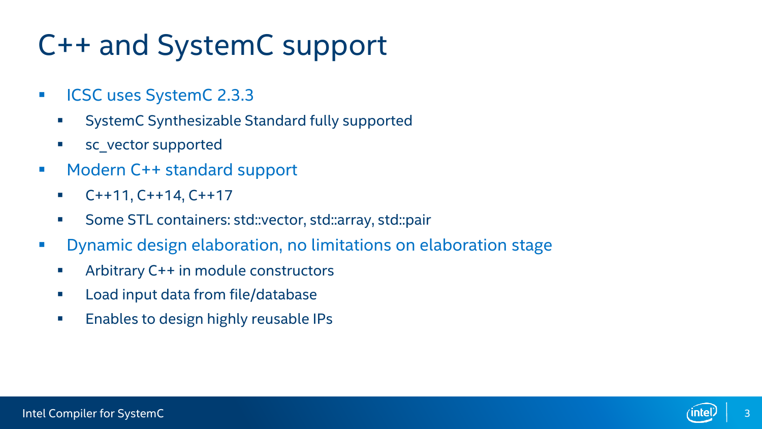# C++ and SystemC support

- ICSC uses SystemC 2.3.3
  - SystemC Synthesizable Standard fully supported
  - sc_vector supported
- Modern C++ standard support
  - C++11, C++14, C++17
  - Some STL containers: std::vector, std::array, std::pair
- Dynamic design elaboration, no limitations on elaboration stage
  - Arbitrary C++ in module constructors
  - Load input data from file/database
  - Enables to design highly reusable IPs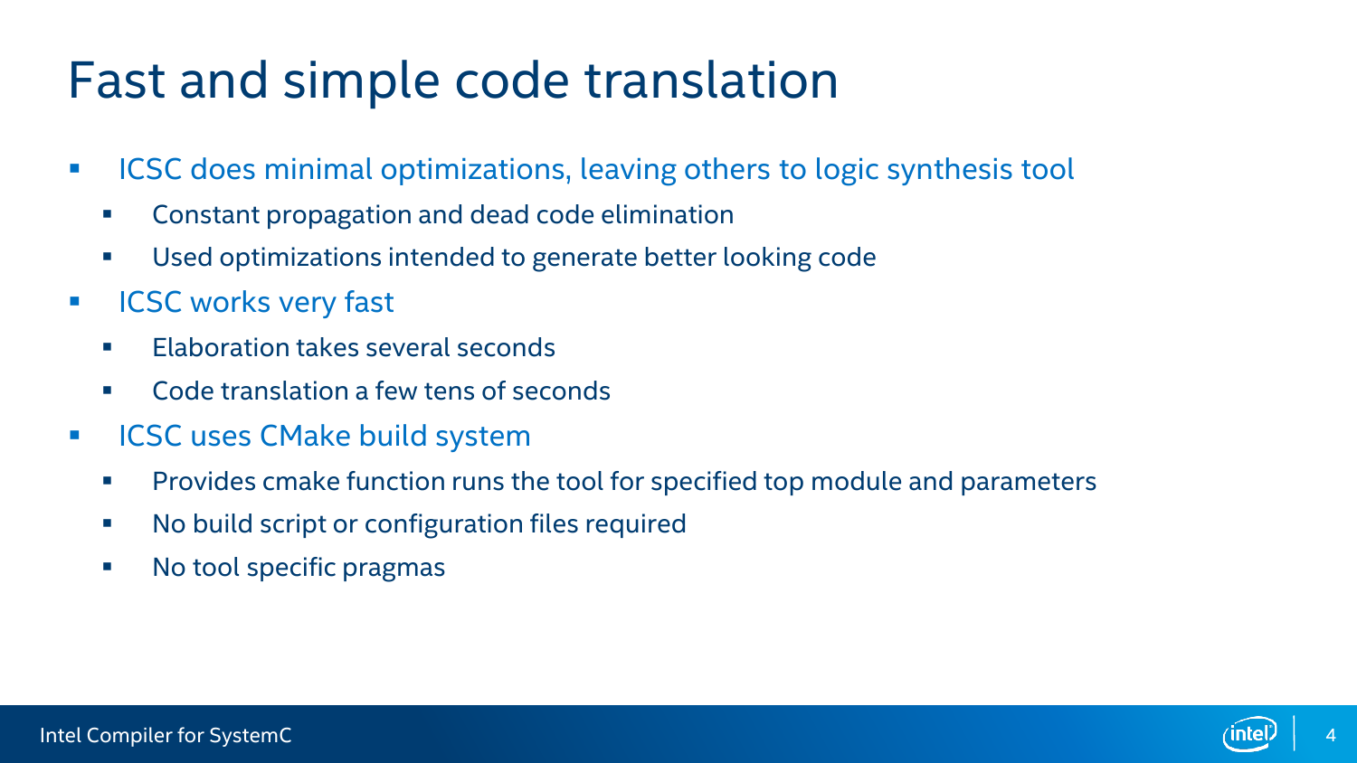# Fast and simple code translation

- ICSC does minimal optimizations, leaving others to logic synthesis tool
  - Constant propagation and dead code elimination
  - Used optimizations intended to generate better looking code
- ICSC works very fast
  - Elaboration takes several seconds
  - Code translation a few tens of seconds
- ICSC uses CMake build system
  - Provides cmake function runs the tool for specified top module and parameters
  - No build script or configuration files required
  - No tool specific pragmas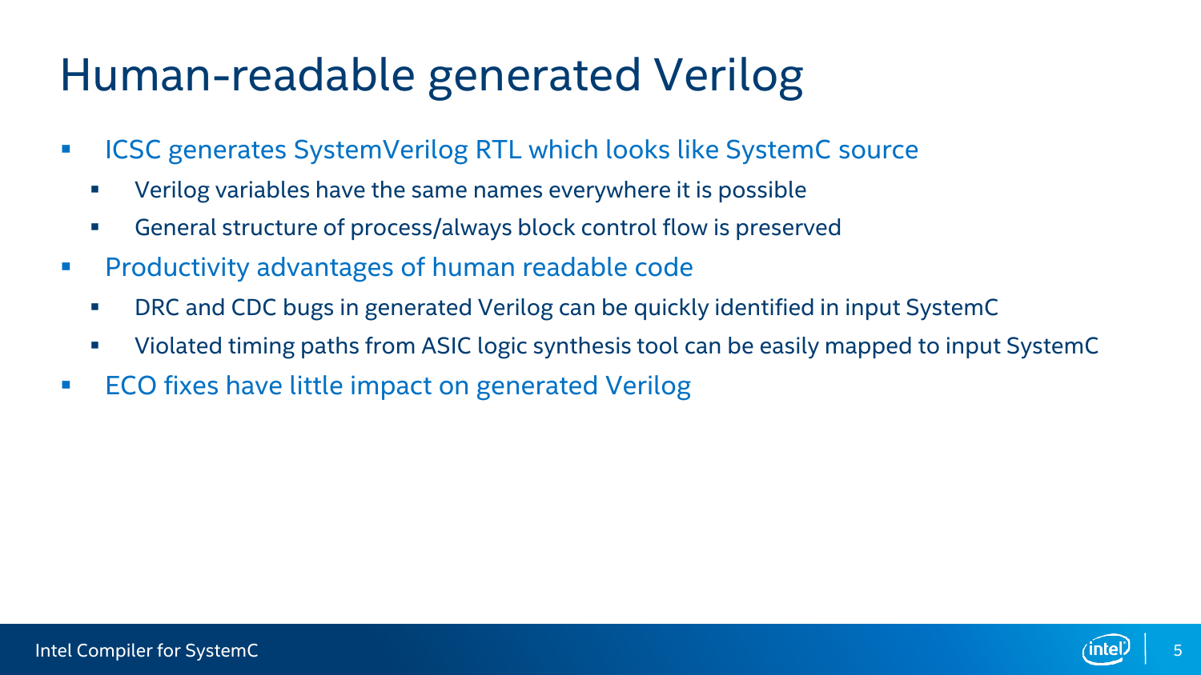# Human-readable generated Verilog

- ICSC generates SystemVerilog RTL which looks like SystemC source
  - Verilog variables have the same names everywhere it is possible
  - General structure of process/always block control flow is preserved
- Productivity advantages of human readable code
  - DRC and CDC bugs in generated Verilog can be quickly identified in input SystemC
  - Violated timing paths from ASIC logic synthesis tool can be easily mapped to input SystemC
- ECO fixes have little impact on generated Verilog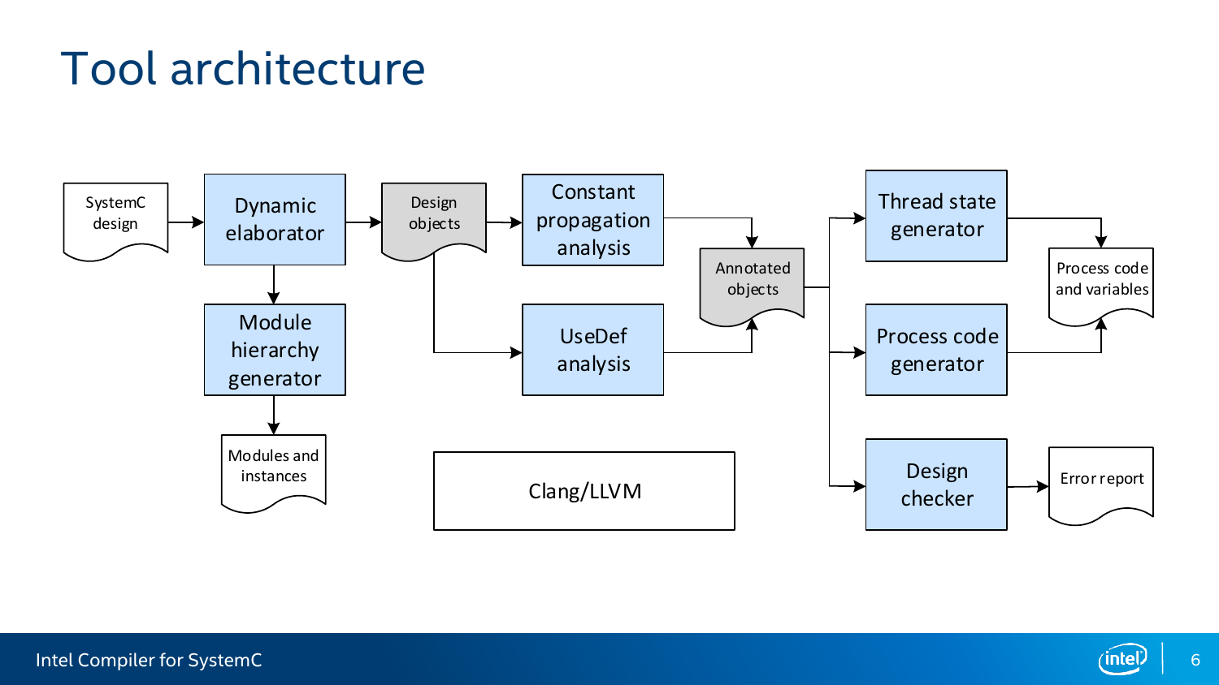# Tool architecture

SystemC design

Dynamic elaborator

Design objects

Constant propagation analysis

UseDef analysis

Annotated objects

Module hierarchy generator

Modules and instances

Clang/LLVM

Thread state generator

Process code generator

Design checker

Process code and variables

Error report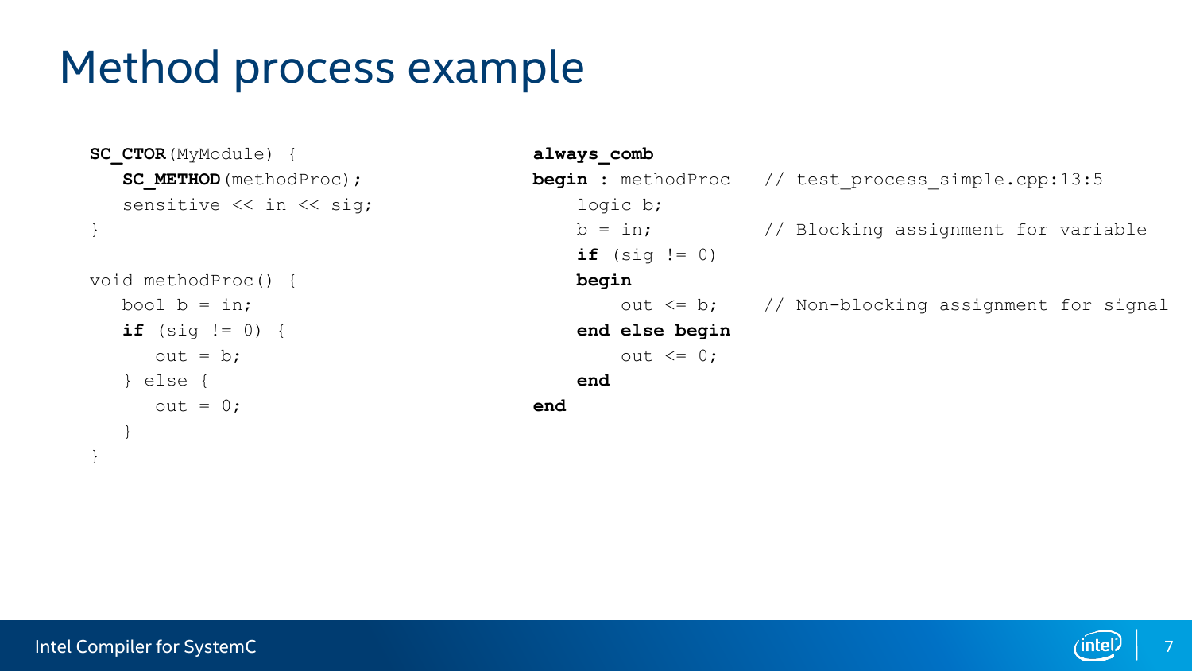# Method process example

```
SC_CTOR(MyModule) {
   SC_METHOD(methodProc);
   sensitive << in << sig;
}

void methodProc() {
   bool b = in;
   if (sig != 0) {
      out = b;
   } else {
      out = 0;
   }
}
```

```
always_comb
begin : methodProc    // test_process_simple.cpp:13:5
    logic b;
    b = in;           // Blocking assignment for variable
    if (sig != 0)
    begin
        out <= b;     // Non-blocking assignment for signal
    end else begin
        out <= 0;
    end
end
```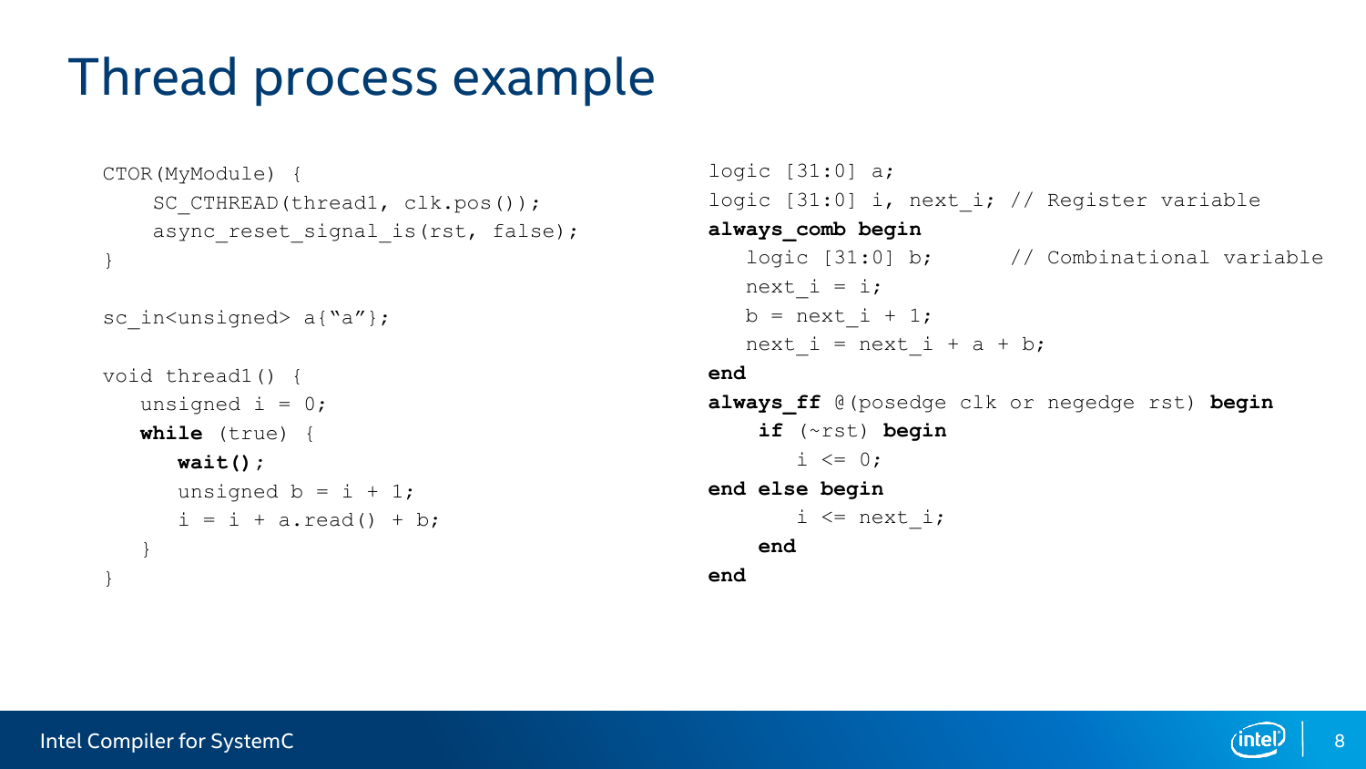# Thread process example

```
CTOR(MyModule) {
    SC_CTHREAD(thread1, clk.pos());
    async_reset_signal_is(rst, false);
}

sc_in<unsigned> a{"a"};

void thread1() {
   unsigned i = 0;
   while (true) {
      wait();
      unsigned b = i + 1;
      i = i + a.read() + b;
   }
}
```

```
logic [31:0] a;
logic [31:0] i, next_i; // Register variable
always_comb begin
   logic [31:0] b;      // Combinational variable
   next_i = i;
   b = next_i + 1;
   next_i = next_i + a + b;
end
always_ff @(posedge clk or negedge rst) begin
    if (~rst) begin
       i <= 0;
end else begin
       i <= next_i;
    end
end
```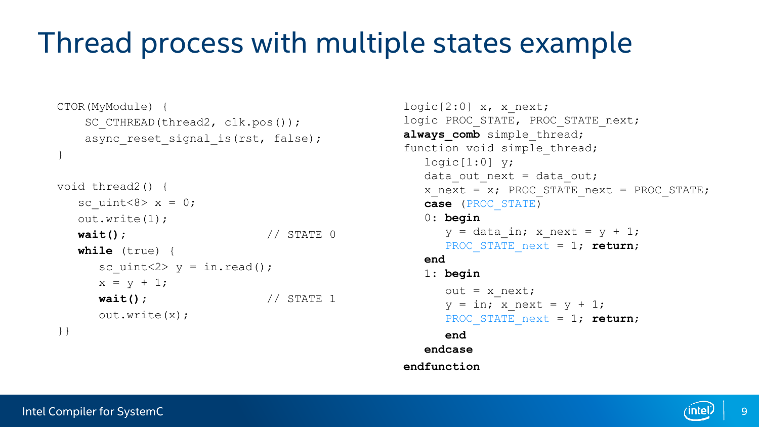# Thread process with multiple states example

```
CTOR(MyModule) {
    SC_CTHREAD(thread2, clk.pos());
    async_reset_signal_is(rst, false);
}

void thread2() {
   sc_uint<8> x = 0;
   out.write(1);
   wait();                      // STATE 0
   while (true) {
      sc_uint<2> y = in.read();
      x = y + 1;
      wait();                   // STATE 1
      out.write(x);
}}
```

```
logic[2:0] x, x_next;
logic PROC_STATE, PROC_STATE_next;
always_comb simple_thread;
function void simple_thread;
   logic[1:0] y;
   data_out_next = data_out;
   x_next = x; PROC_STATE_next = PROC_STATE;
   case (PROC_STATE)
   0: begin
      y = data_in; x_next = y + 1;
      PROC_STATE_next = 1; return;
   end
   1: begin
      out = x_next;
      y = in; x_next = y + 1;
      PROC_STATE_next = 1; return;
      end
   endcase
endfunction
```

Intel Compiler for SystemC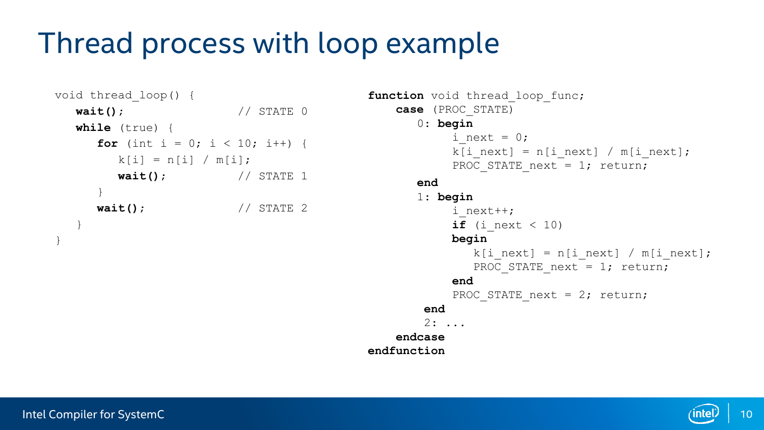# Thread process with loop example

```
void thread_loop() {
   wait();                 // STATE 0
   while (true) {
      for (int i = 0; i < 10; i++) {
         k[i] = n[i] / m[i];
         wait();           // STATE 1
      }
      wait();              // STATE 2
   }
}
```

```
function void thread_loop_func;
    case (PROC_STATE)
       0: begin
            i_next = 0;
            k[i_next] = n[i_next] / m[i_next];
            PROC_STATE_next = 1; return;
       end
       1: begin
            i_next++;
            if (i_next < 10)
            begin
               k[i_next] = n[i_next] / m[i_next];
               PROC_STATE_next = 1; return;
            end
            PROC_STATE_next = 2; return;
        end
        2: ...
    endcase
endfunction
```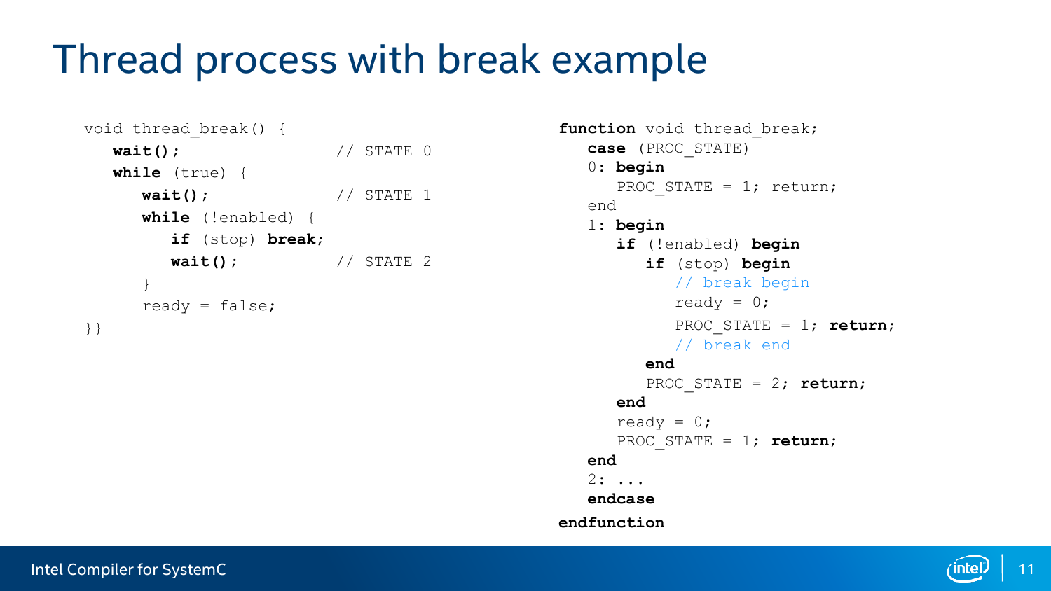# Thread process with break example

```
void thread_break() {
   wait();                  // STATE 0
   while (true) {
      wait();               // STATE 1
      while (!enabled) {
         if (stop) break;
         wait();            // STATE 2
      }
      ready = false;
}}
```

```
function void thread_break;
   case (PROC_STATE)
   0: begin
      PROC_STATE = 1; return;
   end
   1: begin
      if (!enabled) begin
         if (stop) begin
            // break begin
            ready = 0;
            PROC_STATE = 1; return;
            // break end
         end
         PROC_STATE = 2; return;
      end
      ready = 0;
      PROC_STATE = 1; return;
   end
   2: ...
   endcase
endfunction
```

Intel Compiler for SystemC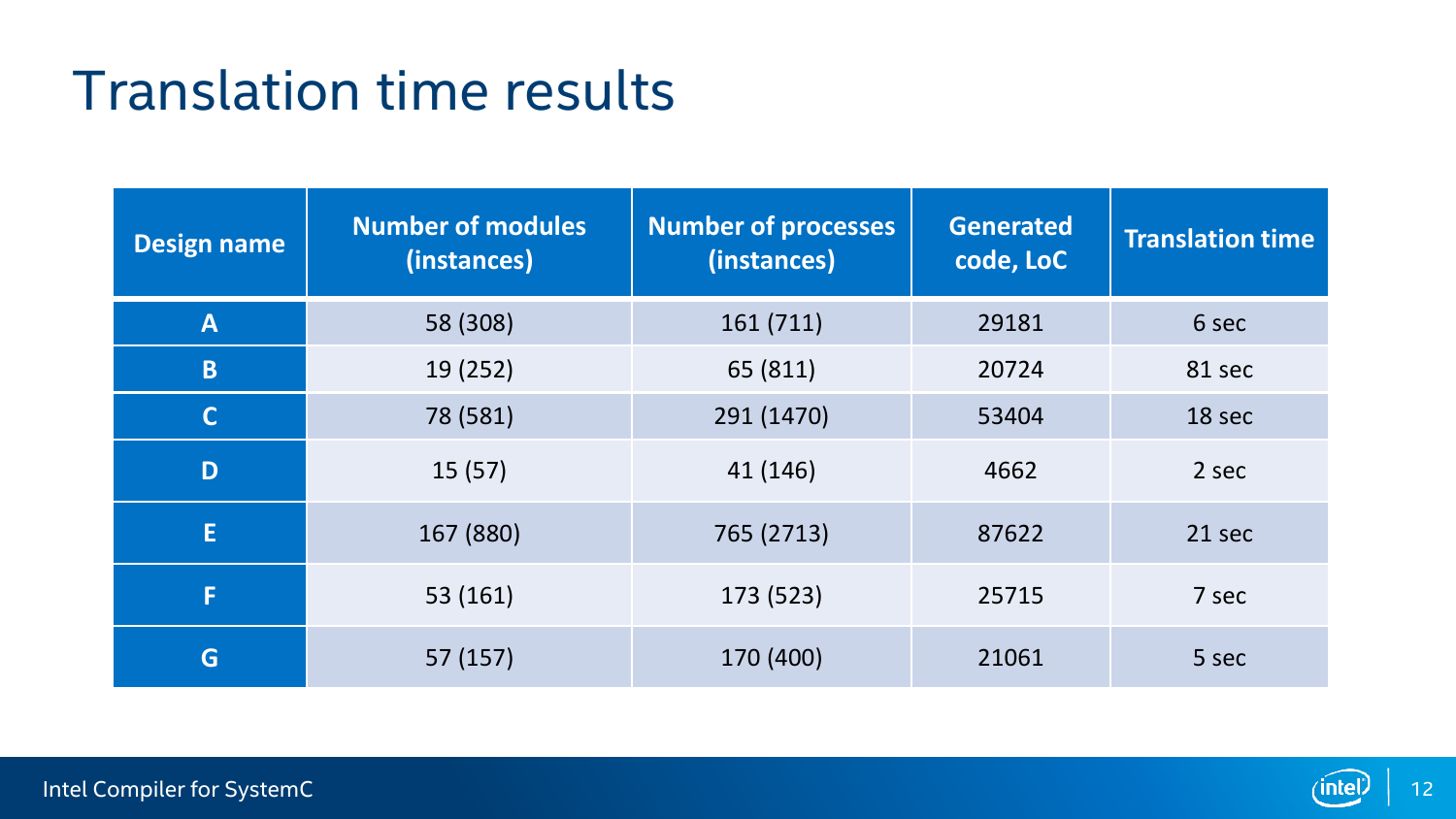# Translation time results

| Design name | Number of modules (instances) | Number of processes (instances) | Generated code, LoC | Translation time |
|---|---|---|---|---|
| A | 58 (308) | 161 (711) | 29181 | 6 sec |
| B | 19 (252) | 65 (811) | 20724 | 81 sec |
| C | 78 (581) | 291 (1470) | 53404 | 18 sec |
| D | 15 (57) | 41 (146) | 4662 | 2 sec |
| E | 167 (880) | 765 (2713) | 87622 | 21 sec |
| F | 53 (161) | 173 (523) | 25715 | 7 sec |
| G | 57 (157) | 170 (400) | 21061 | 5 sec |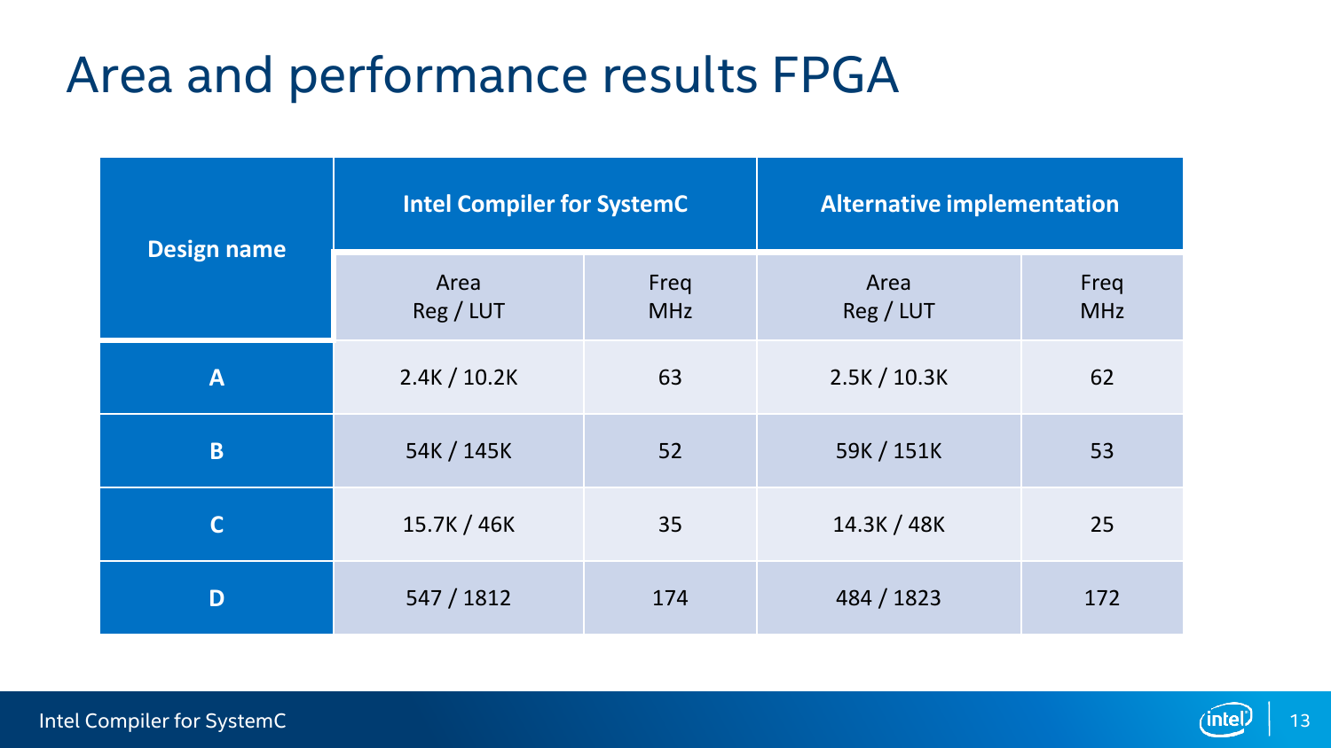# Area and performance results FPGA

| Design name | Intel Compiler for SystemC | | Alternative implementation | |
|---|---|---|---|---|
| | Area Reg / LUT | Freq MHz | Area Reg / LUT | Freq MHz |
| A | 2.4K / 10.2K | 63 | 2.5K / 10.3K | 62 |
| B | 54K / 145K | 52 | 59K / 151K | 53 |
| C | 15.7K / 46K | 35 | 14.3K / 48K | 25 |
| D | 547 / 1812 | 174 | 484 / 1823 | 172 |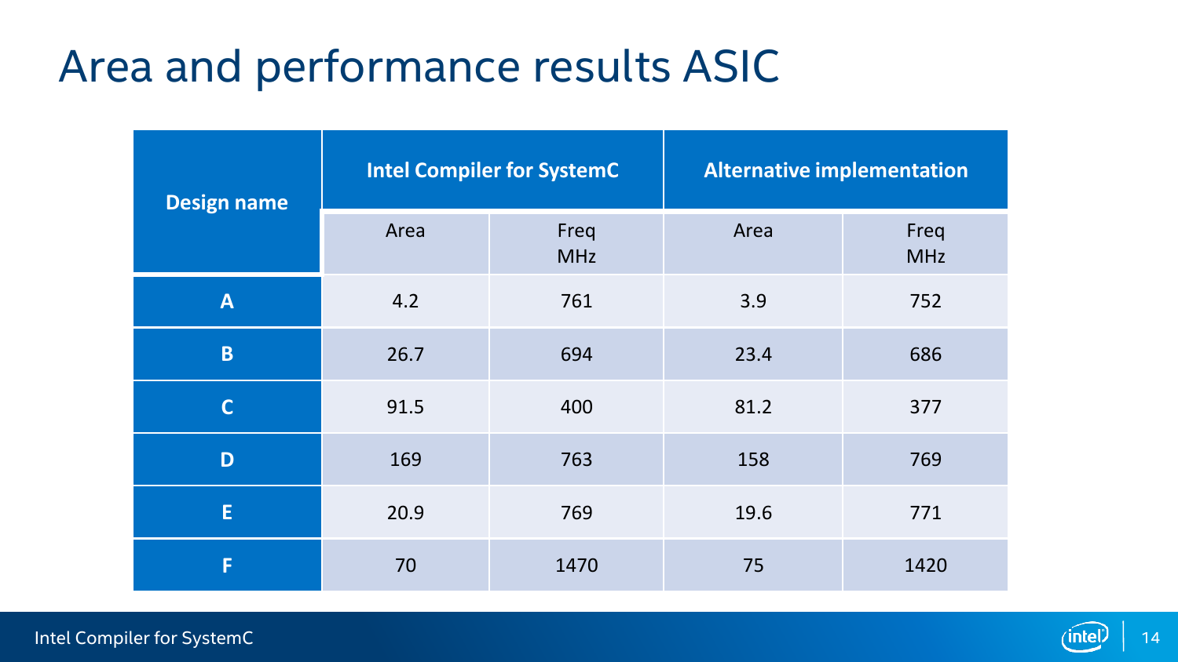# Area and performance results ASIC

| Design name | Intel Compiler for SystemC | | Alternative implementation | |
|---|---|---|---|---|
| | Area | Freq MHz | Area | Freq MHz |
| **A** | 4.2 | 761 | 3.9 | 752 |
| **B** | 26.7 | 694 | 23.4 | 686 |
| **C** | 91.5 | 400 | 81.2 | 377 |
| **D** | 169 | 763 | 158 | 769 |
| **E** | 20.9 | 769 | 19.6 | 771 |
| **F** | 70 | 1470 | 75 | 1420 |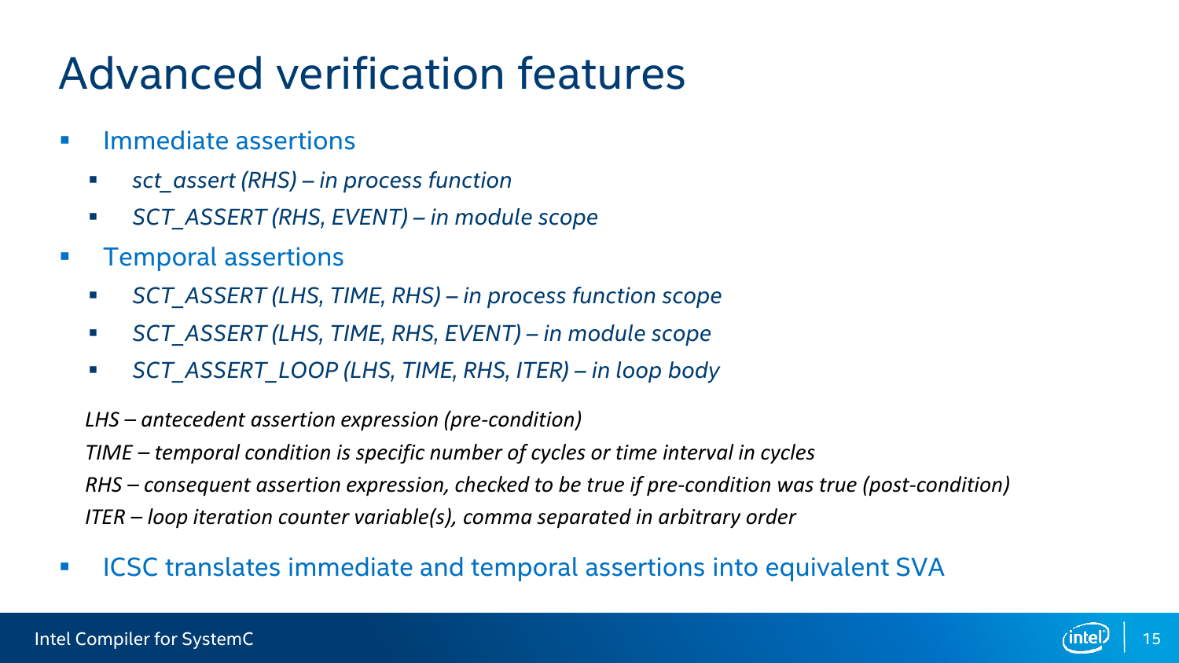# Advanced verification features

- Immediate assertions
  - *sct_assert (RHS) – in process function*
  - *SCT_ASSERT (RHS, EVENT) – in module scope*
- Temporal assertions
  - *SCT_ASSERT (LHS, TIME, RHS) – in process function scope*
  - *SCT_ASSERT (LHS, TIME, RHS, EVENT) – in module scope*
  - *SCT_ASSERT_LOOP (LHS, TIME, RHS, ITER) – in loop body*

*LHS – antecedent assertion expression (pre-condition)*

*TIME – temporal condition is specific number of cycles or time interval in cycles*

*RHS – consequent assertion expression, checked to be true if pre-condition was true (post-condition)*

*ITER – loop iteration counter variable(s), comma separated in arbitrary order*

- ICSC translates immediate and temporal assertions into equivalent SVA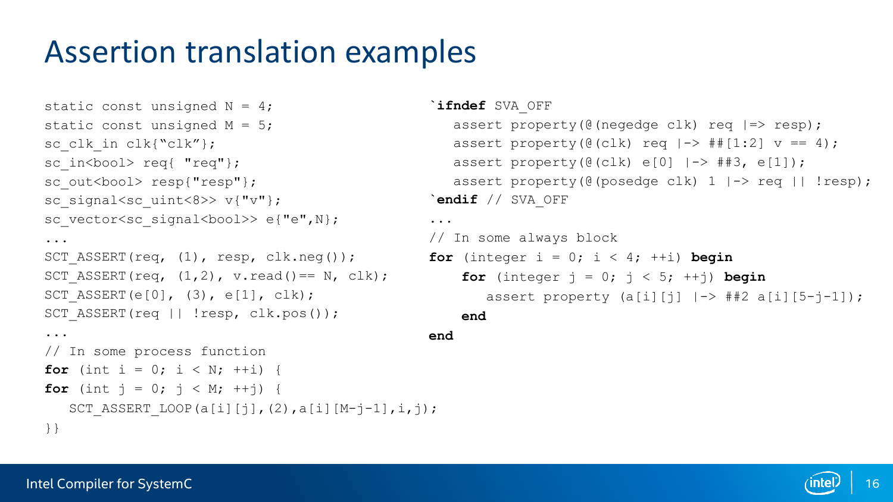# Assertion translation examples

```
static const unsigned N = 4;
static const unsigned M = 5;
sc_clk_in clk{"clk"};
sc_in<bool> req{ "req"};
sc_out<bool> resp{"resp"};
sc_signal<sc_uint<8>> v{"v"};
sc_vector<sc_signal<bool>> e{"e",N};
...
SCT_ASSERT(req, (1), resp, clk.neg());
SCT_ASSERT(req, (1,2), v.read()== N, clk);
SCT_ASSERT(e[0], (3), e[1], clk);
SCT_ASSERT(req || !resp, clk.pos());
...
// In some process function
for (int i = 0; i < N; ++i) {
for (int j = 0; j < M; ++j) {
   SCT_ASSERT_LOOP(a[i][j],(2),a[i][M-j-1],i,j);
}}
```

```
`ifndef SVA_OFF
   assert property(@(negedge clk) req |=> resp);
   assert property(@(clk) req |-> ##[1:2] v == 4);
   assert property(@(clk) e[0] |-> ##3, e[1]);
   assert property(@(posedge clk) 1 |-> req || !resp);
`endif // SVA_OFF
...
// In some always block
for (integer i = 0; i < 4; ++i) begin
    for (integer j = 0; j < 5; ++j) begin
       assert property (a[i][j] |-> ##2 a[i][5-j-1]);
    end
end
```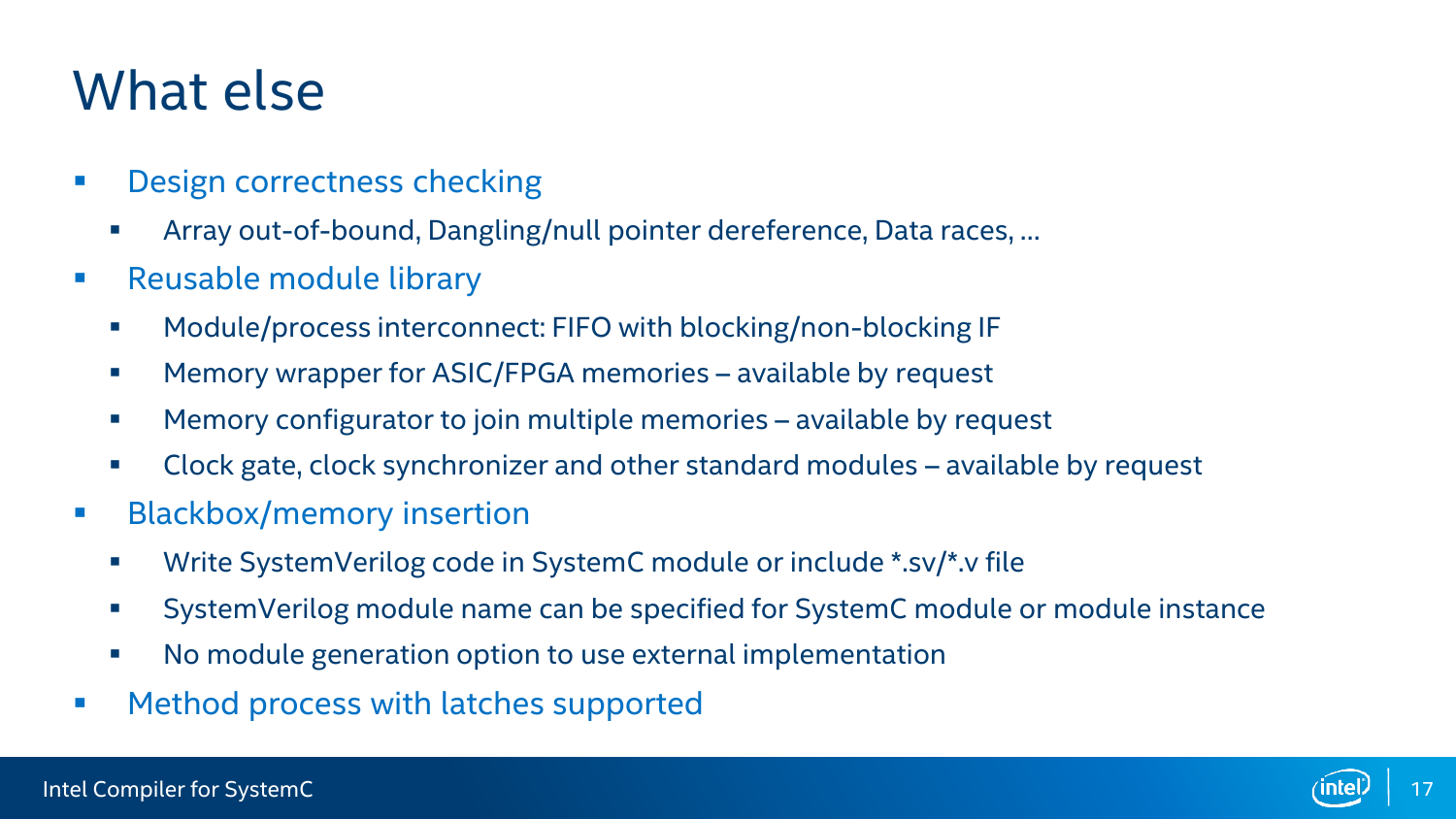# What else

- Design correctness checking
  - Array out-of-bound, Dangling/null pointer dereference, Data races, …
- Reusable module library
  - Module/process interconnect: FIFO with blocking/non-blocking IF
  - Memory wrapper for ASIC/FPGA memories – available by request
  - Memory configurator to join multiple memories – available by request
  - Clock gate, clock synchronizer and other standard modules – available by request
- Blackbox/memory insertion
  - Write SystemVerilog code in SystemC module or include *.sv/*.v file
  - SystemVerilog module name can be specified for SystemC module or module instance
  - No module generation option to use external implementation
- Method process with latches supported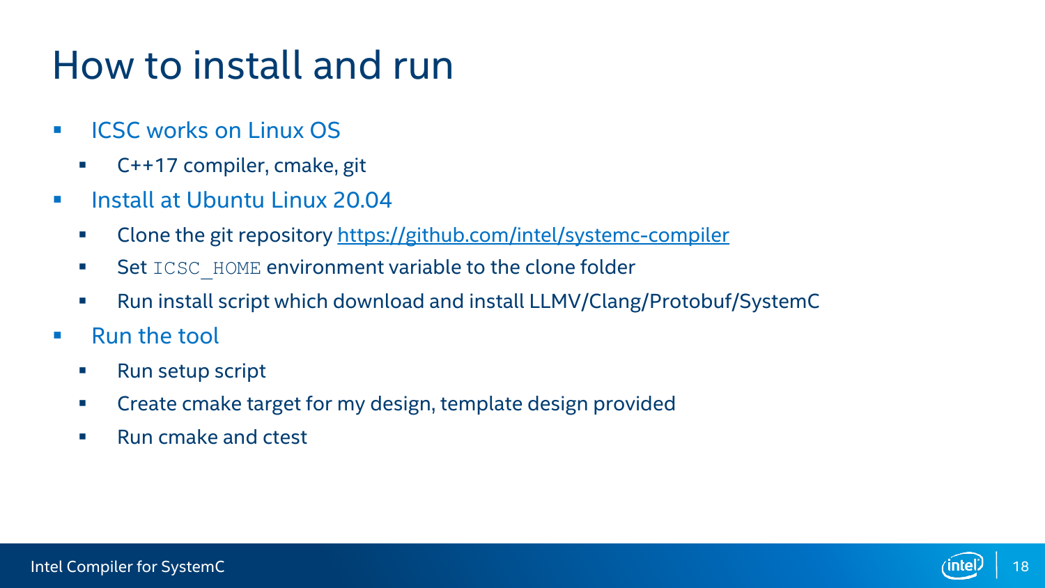# How to install and run

- ICSC works on Linux OS
  - C++17 compiler, cmake, git
- Install at Ubuntu Linux 20.04
  - Clone the git repository https://github.com/intel/systemc-compiler
  - Set `ICSC_HOME` environment variable to the clone folder
  - Run install script which download and install LLMV/Clang/Protobuf/SystemC
- Run the tool
  - Run setup script
  - Create cmake target for my design, template design provided
  - Run cmake and ctest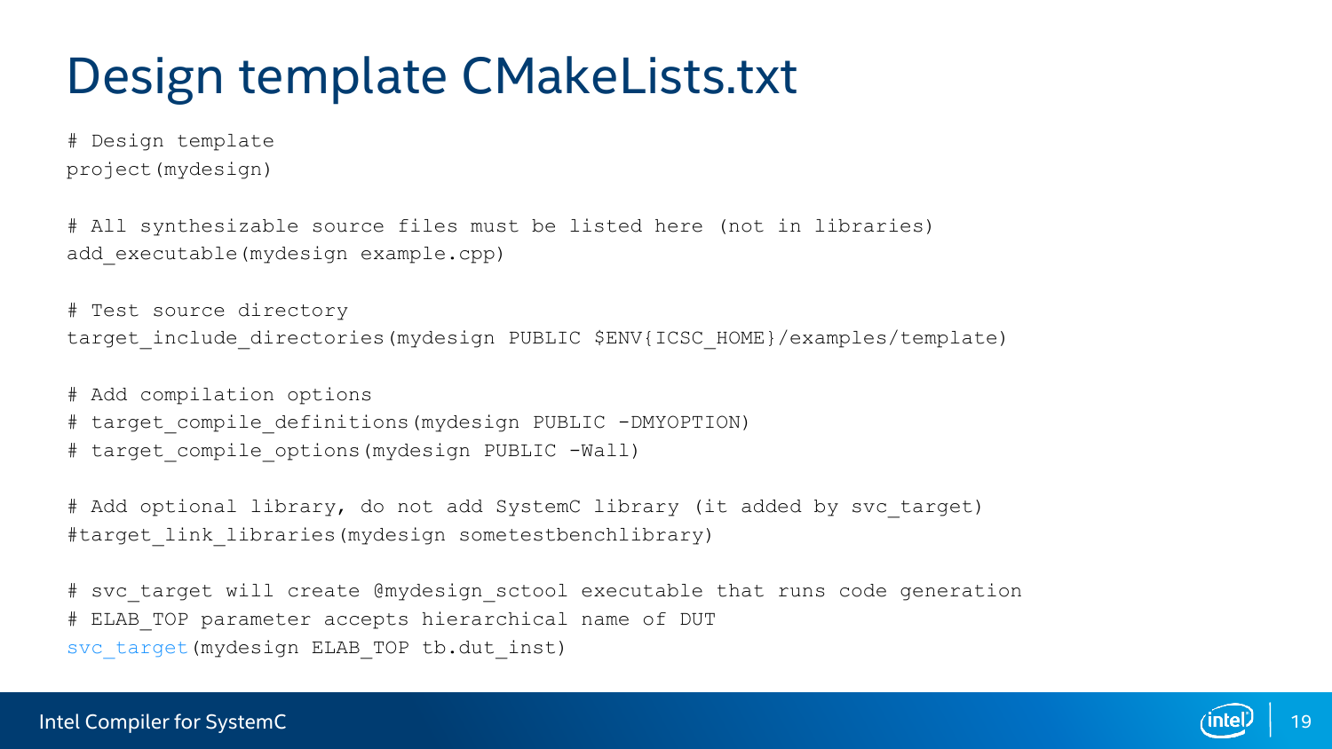# Design template CMakeLists.txt

```
# Design template
project(mydesign)

# All synthesizable source files must be listed here (not in libraries)
add_executable(mydesign example.cpp)

# Test source directory
target_include_directories(mydesign PUBLIC $ENV{ICSC_HOME}/examples/template)

# Add compilation options
# target_compile_definitions(mydesign PUBLIC -DMYOPTION)
# target_compile_options(mydesign PUBLIC -Wall)

# Add optional library, do not add SystemC library (it added by svc_target)
#target_link_libraries(mydesign sometestbenchlibrary)

# svc_target will create @mydesign_sctool executable that runs code generation
# ELAB_TOP parameter accepts hierarchical name of DUT
svc_target(mydesign ELAB_TOP tb.dut_inst)
```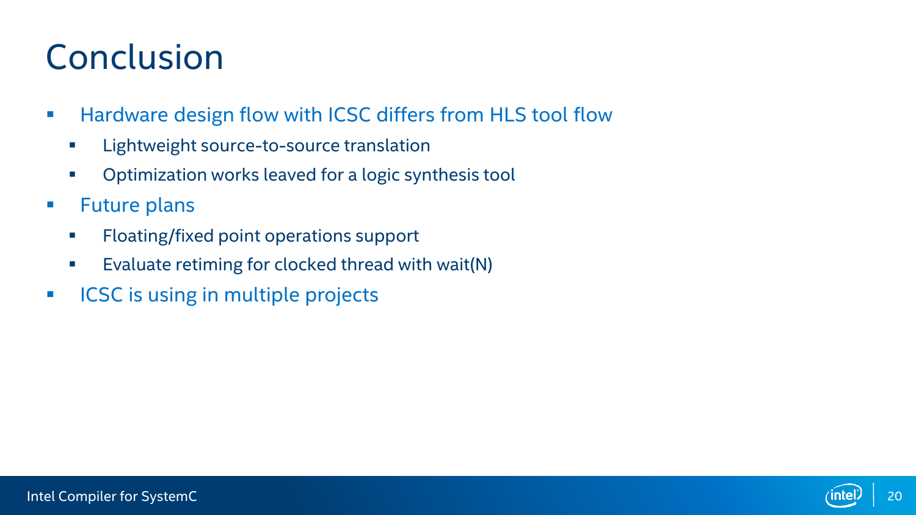# Conclusion

- Hardware design flow with ICSC differs from HLS tool flow
  - Lightweight source-to-source translation
  - Optimization works leaved for a logic synthesis tool
- Future plans
  - Floating/fixed point operations support
  - Evaluate retiming for clocked thread with wait(N)
- ICSC is using in multiple projects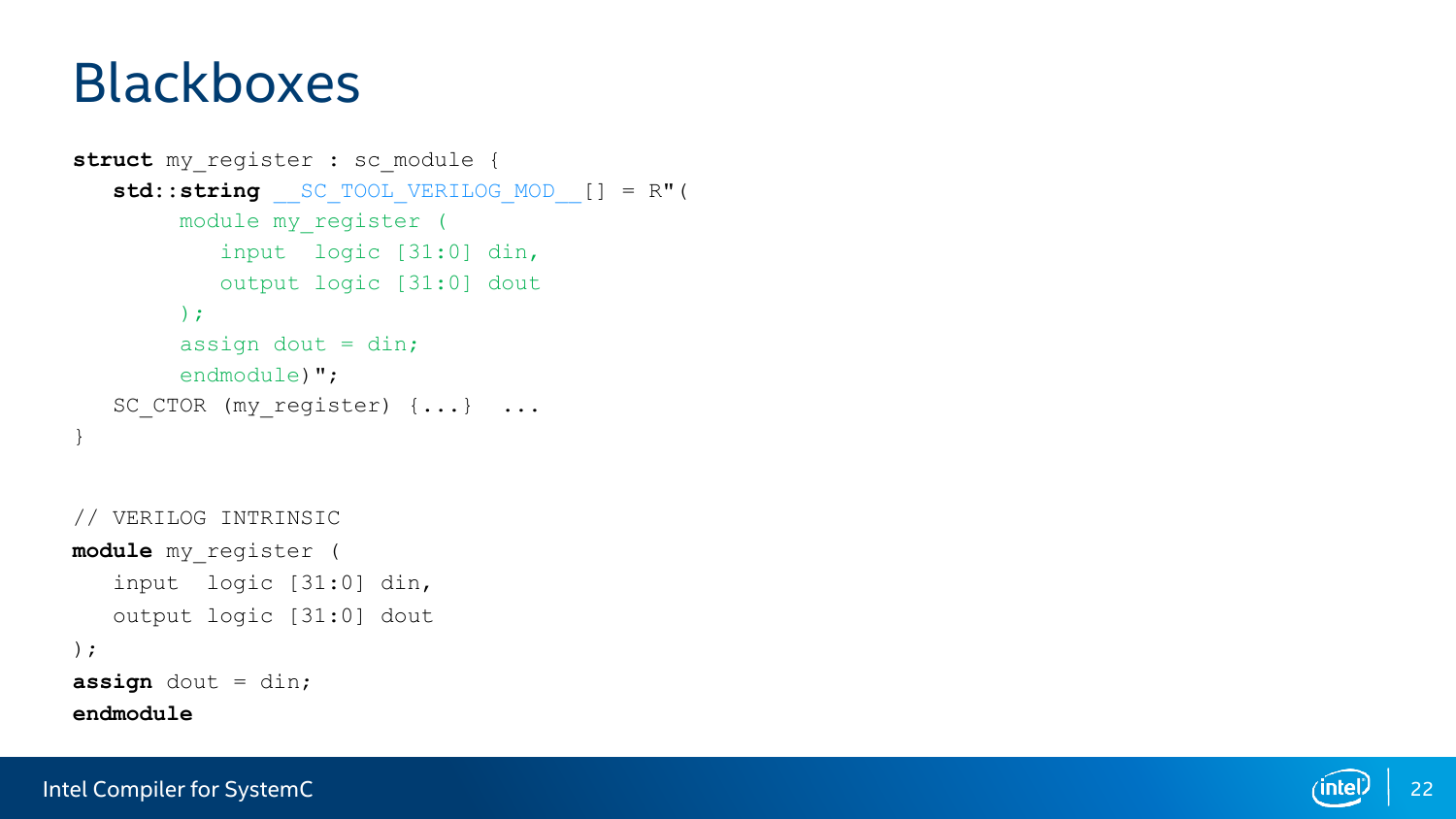# Blackboxes

```
struct my_register : sc_module {
   std::string __SC_TOOL_VERILOG_MOD__[] = R"(
        module my_register (
           input  logic [31:0] din,
           output logic [31:0] dout
        );
        assign dout = din;
        endmodule)";
   SC_CTOR (my_register) {...}  ...
}
```

```
// VERILOG INTRINSIC
module my_register (
   input  logic [31:0] din,
   output logic [31:0] dout
);
assign dout = din;
endmodule
```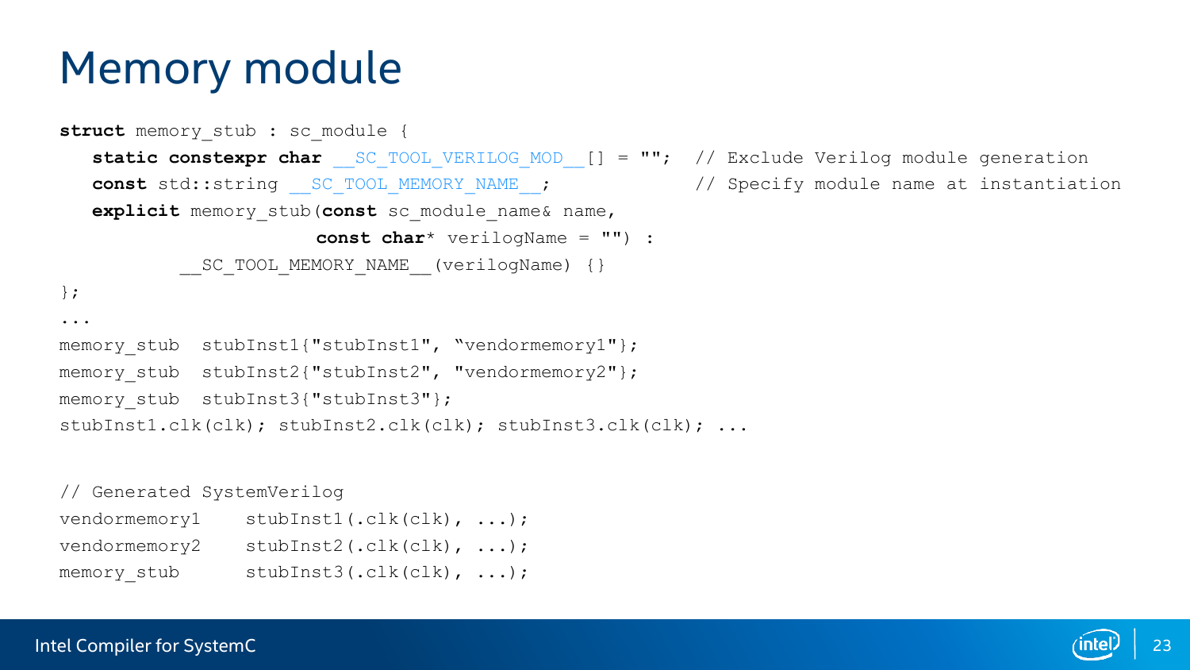# Memory module

```
struct memory_stub : sc_module {
   static constexpr char __SC_TOOL_VERILOG_MOD__[] = "";  // Exclude Verilog module generation
   const std::string __SC_TOOL_MEMORY_NAME__;             // Specify module name at instantiation
   explicit memory_stub(const sc_module_name& name,
                        const char* verilogName = "") :
          __SC_TOOL_MEMORY_NAME__(verilogName) {}
};
...
memory_stub  stubInst1{"stubInst1", "vendormemory1"};
memory_stub  stubInst2{"stubInst2", "vendormemory2"};
memory_stub  stubInst3{"stubInst3"};
stubInst1.clk(clk); stubInst2.clk(clk); stubInst3.clk(clk); ...


// Generated SystemVerilog
vendormemory1    stubInst1(.clk(clk), ...);
vendormemory2    stubInst2(.clk(clk), ...);
memory_stub      stubInst3(.clk(clk), ...);
```

Intel Compiler for SystemC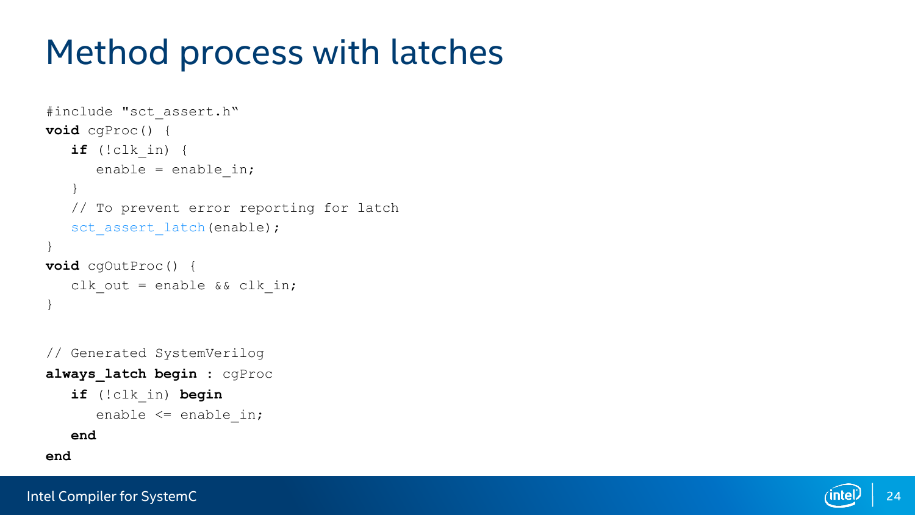# Method process with latches

```
#include "sct_assert.h"
void cgProc() {
   if (!clk_in) {
      enable = enable_in;
   }
   // To prevent error reporting for latch
   sct_assert_latch(enable);
}
void cgOutProc() {
   clk_out = enable && clk_in;
}

// Generated SystemVerilog
always_latch begin : cgProc
   if (!clk_in) begin
      enable <= enable_in;
   end
end
```